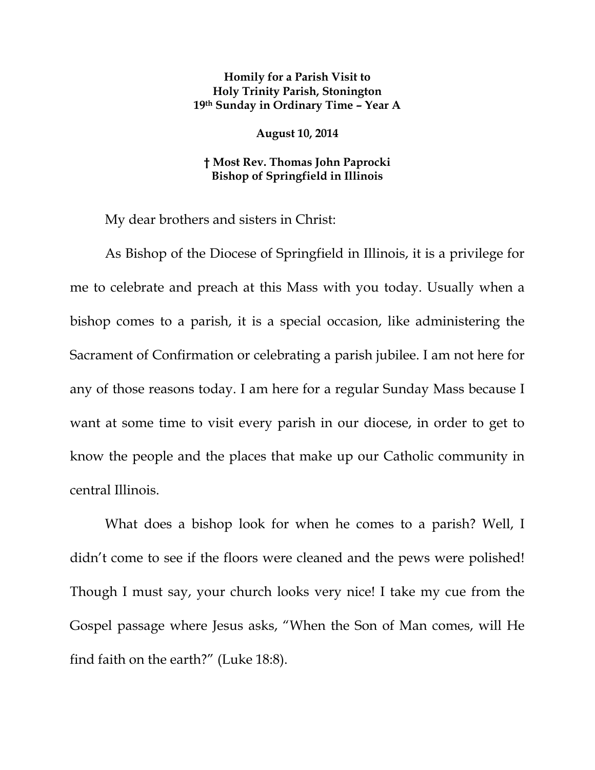**Homily for a Parish Visit to**
**Holy Trinity Parish, Stonington**
**19th Sunday in Ordinary Time – Year A**

**August 10, 2014**

**† Most Rev. Thomas John Paprocki**
**Bishop of Springfield in Illinois**

My dear brothers and sisters in Christ:

As Bishop of the Diocese of Springfield in Illinois, it is a privilege for me to celebrate and preach at this Mass with you today. Usually when a bishop comes to a parish, it is a special occasion, like administering the Sacrament of Confirmation or celebrating a parish jubilee. I am not here for any of those reasons today. I am here for a regular Sunday Mass because I want at some time to visit every parish in our diocese, in order to get to know the people and the places that make up our Catholic community in central Illinois.

What does a bishop look for when he comes to a parish? Well, I didn't come to see if the floors were cleaned and the pews were polished! Though I must say, your church looks very nice! I take my cue from the Gospel passage where Jesus asks, "When the Son of Man comes, will He find faith on the earth?" (Luke 18:8).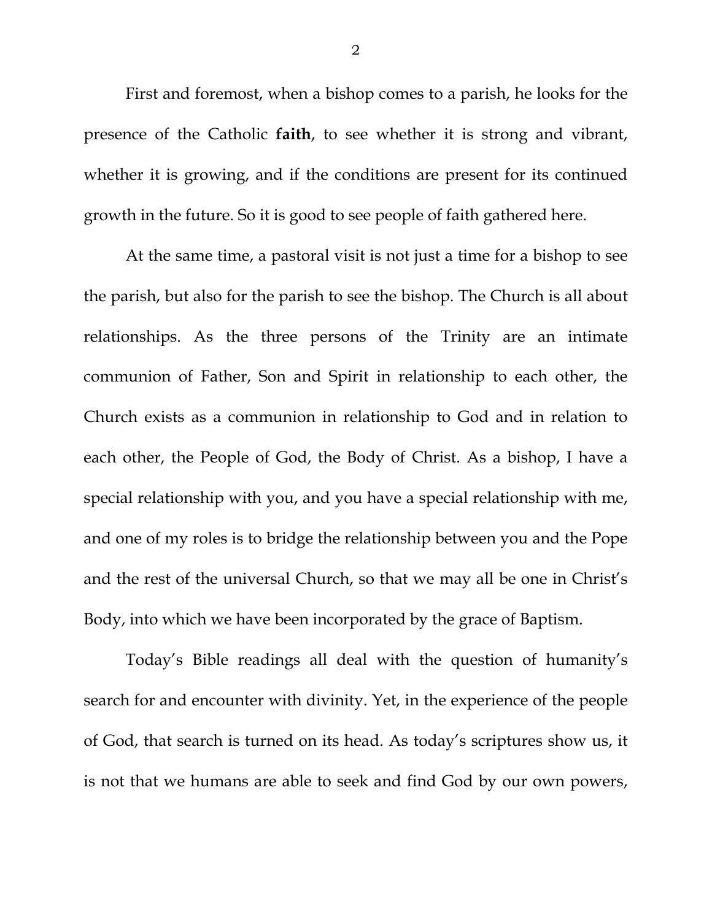First and foremost, when a bishop comes to a parish, he looks for the presence of the Catholic **faith**, to see whether it is strong and vibrant, whether it is growing, and if the conditions are present for its continued growth in the future. So it is good to see people of faith gathered here.

At the same time, a pastoral visit is not just a time for a bishop to see the parish, but also for the parish to see the bishop. The Church is all about relationships. As the three persons of the Trinity are an intimate communion of Father, Son and Spirit in relationship to each other, the Church exists as a communion in relationship to God and in relation to each other, the People of God, the Body of Christ. As a bishop, I have a special relationship with you, and you have a special relationship with me, and one of my roles is to bridge the relationship between you and the Pope and the rest of the universal Church, so that we may all be one in Christ's Body, into which we have been incorporated by the grace of Baptism.

Today's Bible readings all deal with the question of humanity's search for and encounter with divinity. Yet, in the experience of the people of God, that search is turned on its head. As today's scriptures show us, it is not that we humans are able to seek and find God by our own powers,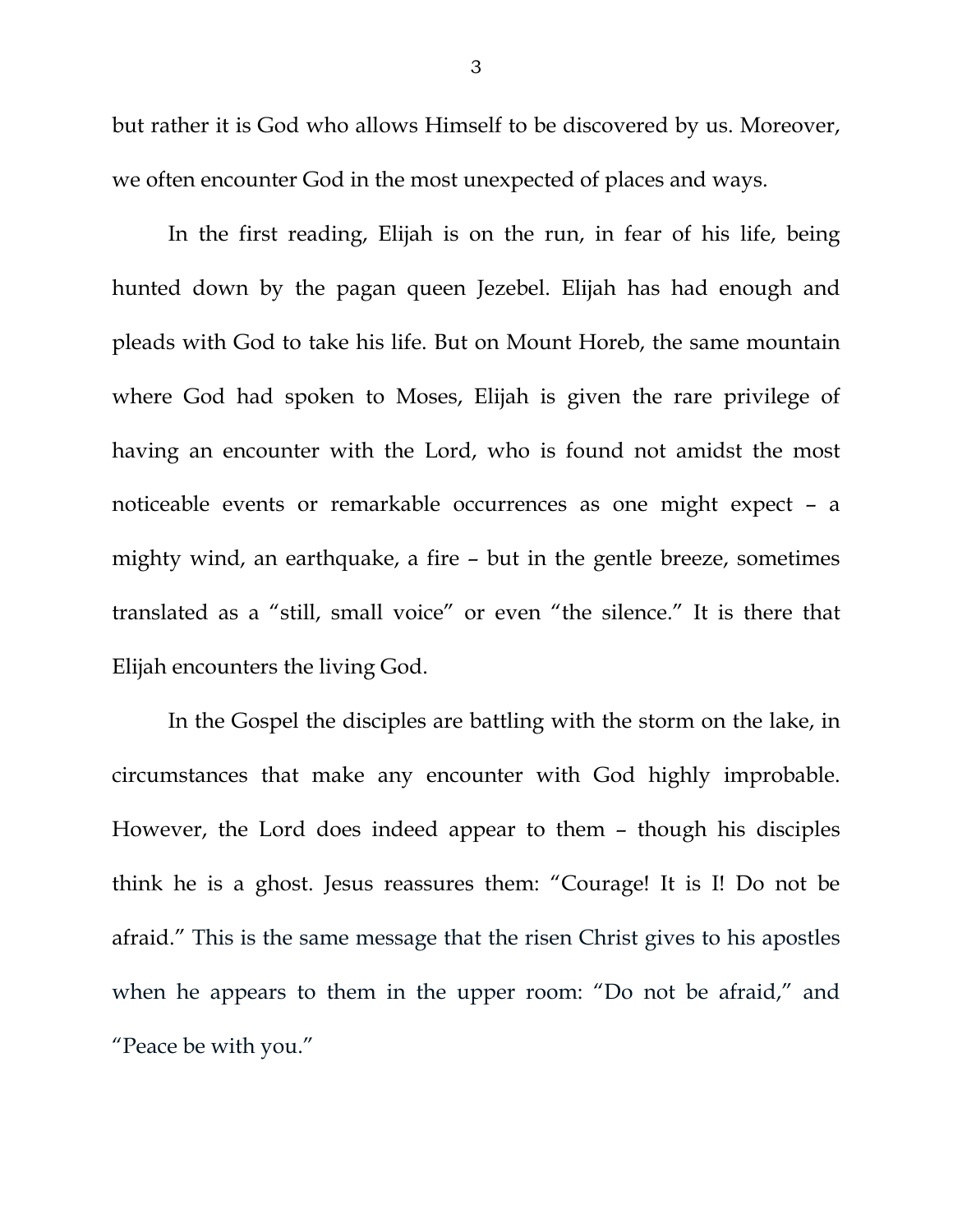but rather it is God who allows Himself to be discovered by us. Moreover, we often encounter God in the most unexpected of places and ways.

In the first reading, Elijah is on the run, in fear of his life, being hunted down by the pagan queen Jezebel. Elijah has had enough and pleads with God to take his life. But on Mount Horeb, the same mountain where God had spoken to Moses, Elijah is given the rare privilege of having an encounter with the Lord, who is found not amidst the most noticeable events or remarkable occurrences as one might expect – a mighty wind, an earthquake, a fire – but in the gentle breeze, sometimes translated as a "still, small voice" or even "the silence." It is there that Elijah encounters the living God.

In the Gospel the disciples are battling with the storm on the lake, in circumstances that make any encounter with God highly improbable. However, the Lord does indeed appear to them – though his disciples think he is a ghost. Jesus reassures them: "Courage! It is I! Do not be afraid." This is the same message that the risen Christ gives to his apostles when he appears to them in the upper room: "Do not be afraid," and "Peace be with you."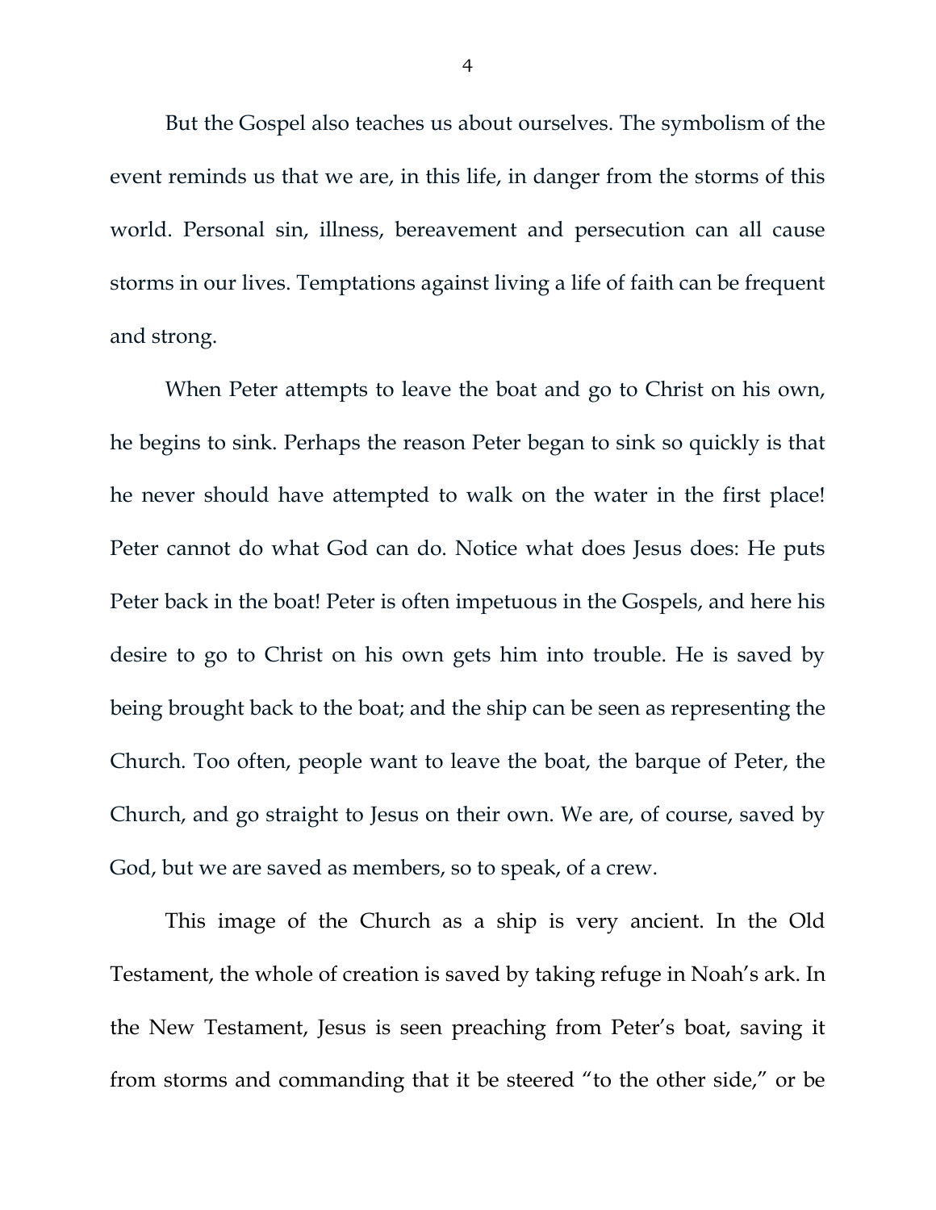But the Gospel also teaches us about ourselves. The symbolism of the event reminds us that we are, in this life, in danger from the storms of this world. Personal sin, illness, bereavement and persecution can all cause storms in our lives. Temptations against living a life of faith can be frequent and strong.

When Peter attempts to leave the boat and go to Christ on his own, he begins to sink. Perhaps the reason Peter began to sink so quickly is that he never should have attempted to walk on the water in the first place! Peter cannot do what God can do. Notice what does Jesus does: He puts Peter back in the boat! Peter is often impetuous in the Gospels, and here his desire to go to Christ on his own gets him into trouble. He is saved by being brought back to the boat; and the ship can be seen as representing the Church. Too often, people want to leave the boat, the barque of Peter, the Church, and go straight to Jesus on their own. We are, of course, saved by God, but we are saved as members, so to speak, of a crew.

This image of the Church as a ship is very ancient. In the Old Testament, the whole of creation is saved by taking refuge in Noah's ark. In the New Testament, Jesus is seen preaching from Peter's boat, saving it from storms and commanding that it be steered "to the other side," or be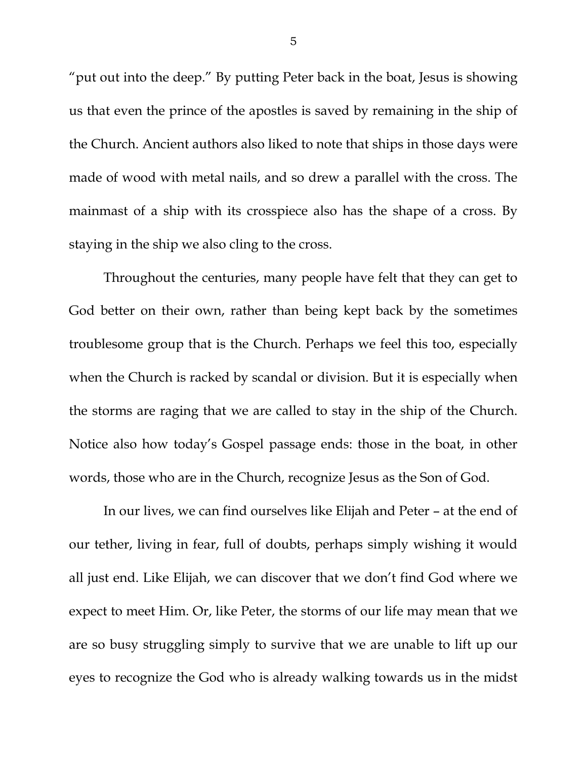"put out into the deep." By putting Peter back in the boat, Jesus is showing us that even the prince of the apostles is saved by remaining in the ship of the Church. Ancient authors also liked to note that ships in those days were made of wood with metal nails, and so drew a parallel with the cross. The mainmast of a ship with its crosspiece also has the shape of a cross. By staying in the ship we also cling to the cross.

Throughout the centuries, many people have felt that they can get to God better on their own, rather than being kept back by the sometimes troublesome group that is the Church. Perhaps we feel this too, especially when the Church is racked by scandal or division. But it is especially when the storms are raging that we are called to stay in the ship of the Church. Notice also how today's Gospel passage ends: those in the boat, in other words, those who are in the Church, recognize Jesus as the Son of God.

In our lives, we can find ourselves like Elijah and Peter – at the end of our tether, living in fear, full of doubts, perhaps simply wishing it would all just end. Like Elijah, we can discover that we don't find God where we expect to meet Him. Or, like Peter, the storms of our life may mean that we are so busy struggling simply to survive that we are unable to lift up our eyes to recognize the God who is already walking towards us in the midst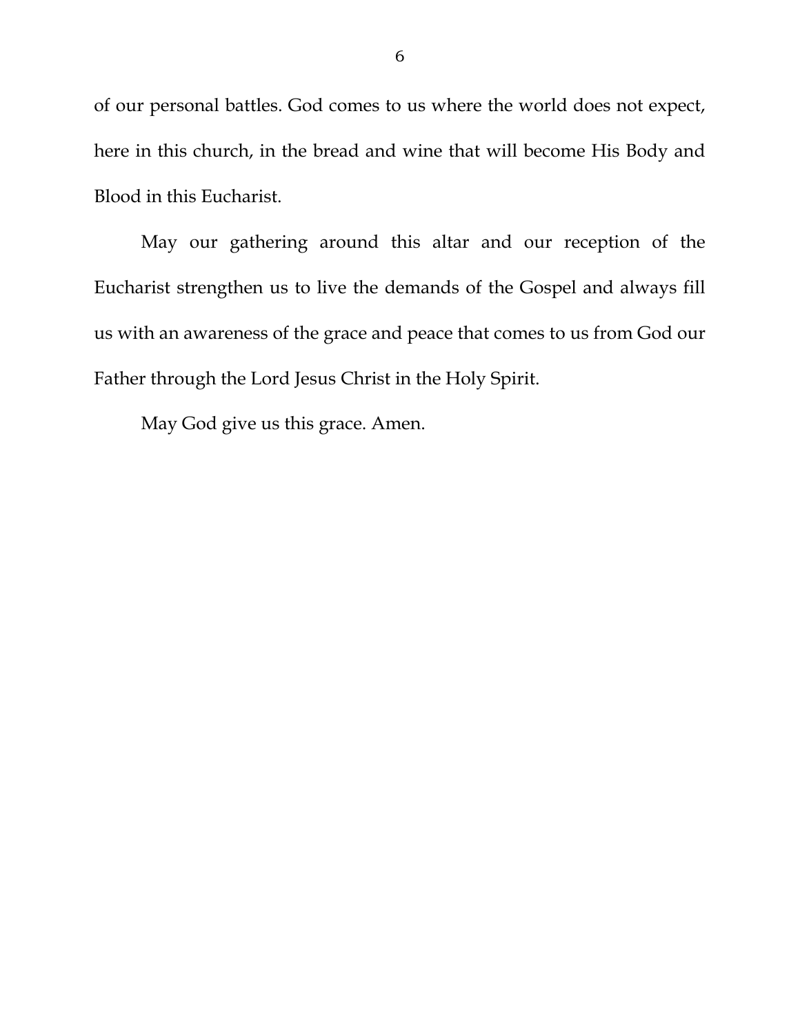of our personal battles. God comes to us where the world does not expect, here in this church, in the bread and wine that will become His Body and Blood in this Eucharist.

May our gathering around this altar and our reception of the Eucharist strengthen us to live the demands of the Gospel and always fill us with an awareness of the grace and peace that comes to us from God our Father through the Lord Jesus Christ in the Holy Spirit.

May God give us this grace. Amen.